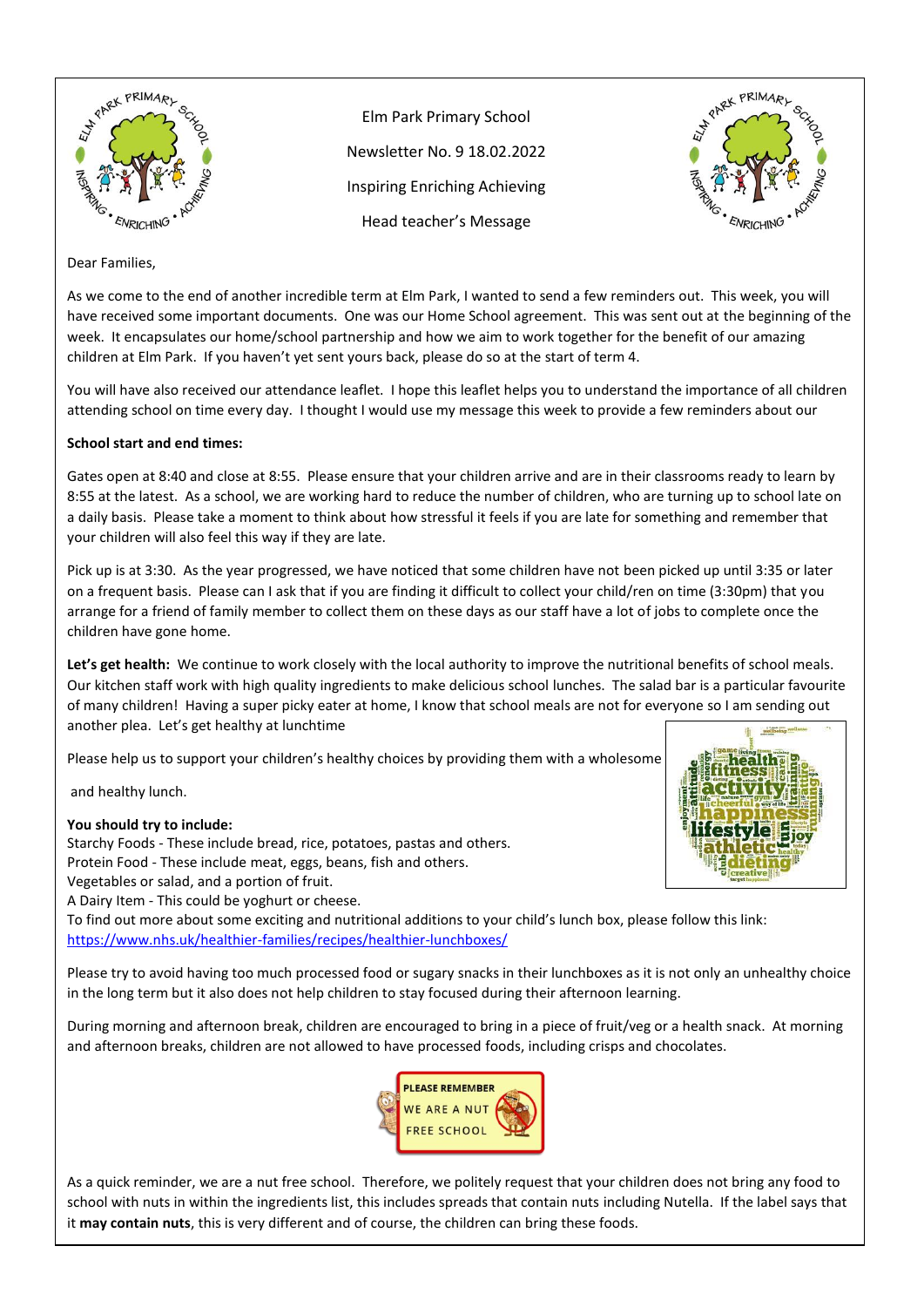Elm Park Primary School

Newsletter No. 9 18.02.2022

Inspiring Enriching Achieving

Head teacher's Message

Dear Families,

As we come to the end of another incredible term at Elm Park, I wanted to send a few reminders out. This week, you will have received some important documents. One was our Home School agreement. This was sent out at the beginning of the week. It encapsulates our home/school partnership and how we aim to work together for the benefit of our amazing children at Elm Park. If you haven't yet sent yours back, please do so at the start of term 4.

You will have also received our attendance leaflet. I hope this leaflet helps you to understand the importance of all children attending school on time every day. I thought I would use my message this week to provide a few reminders about our

**School start and end times:**

Gates open at 8:40 and close at 8:55. Please ensure that your children arrive and are in their classrooms ready to learn by 8:55 at the latest. As a school, we are working hard to reduce the number of children, who are turning up to school late on a daily basis. Please take a moment to think about how stressful it feels if you are late for something and remember that your children will also feel this way if they are late.

Pick up is at 3:30. As the year progressed, we have noticed that some children have not been picked up until 3:35 or later on a frequent basis. Please can I ask that if you are finding it difficult to collect your child/ren on time (3:30pm) that you arrange for a friend of family member to collect them on these days as our staff have a lot of jobs to complete once the children have gone home.

**Let's get health:** We continue to work closely with the local authority to improve the nutritional benefits of school meals. Our kitchen staff work with high quality ingredients to make delicious school lunches. The salad bar is a particular favourite of many children! Having a super picky eater at home, I know that school meals are not for everyone so I am sending out another plea. Let's get healthy at lunchtime

Please help us to support your children's healthy choices by providing them with a wholesome and healthy lunch.

**You should try to include:**

Starchy Foods - These include bread, rice, potatoes, pastas and others.
Protein Food - These include meat, eggs, beans, fish and others.
Vegetables or salad, and a portion of fruit.
A Dairy Item - This could be yoghurt or cheese.
To find out more about some exciting and nutritional additions to your child's lunch box, please follow this link: https://www.nhs.uk/healthier-families/recipes/healthier-lunchboxes/

Please try to avoid having too much processed food or sugary snacks in their lunchboxes as it is not only an unhealthy choice in the long term but it also does not help children to stay focused during their afternoon learning.

During morning and afternoon break, children are encouraged to bring in a piece of fruit/veg or a health snack. At morning and afternoon breaks, children are not allowed to have processed foods, including crisps and chocolates.

PLEASE REMEMBER WE ARE A NUT FREE SCHOOL

As a quick reminder, we are a nut free school. Therefore, we politely request that your children does not bring any food to school with nuts in within the ingredients list, this includes spreads that contain nuts including Nutella. If the label says that it **may contain nuts**, this is very different and of course, the children can bring these foods.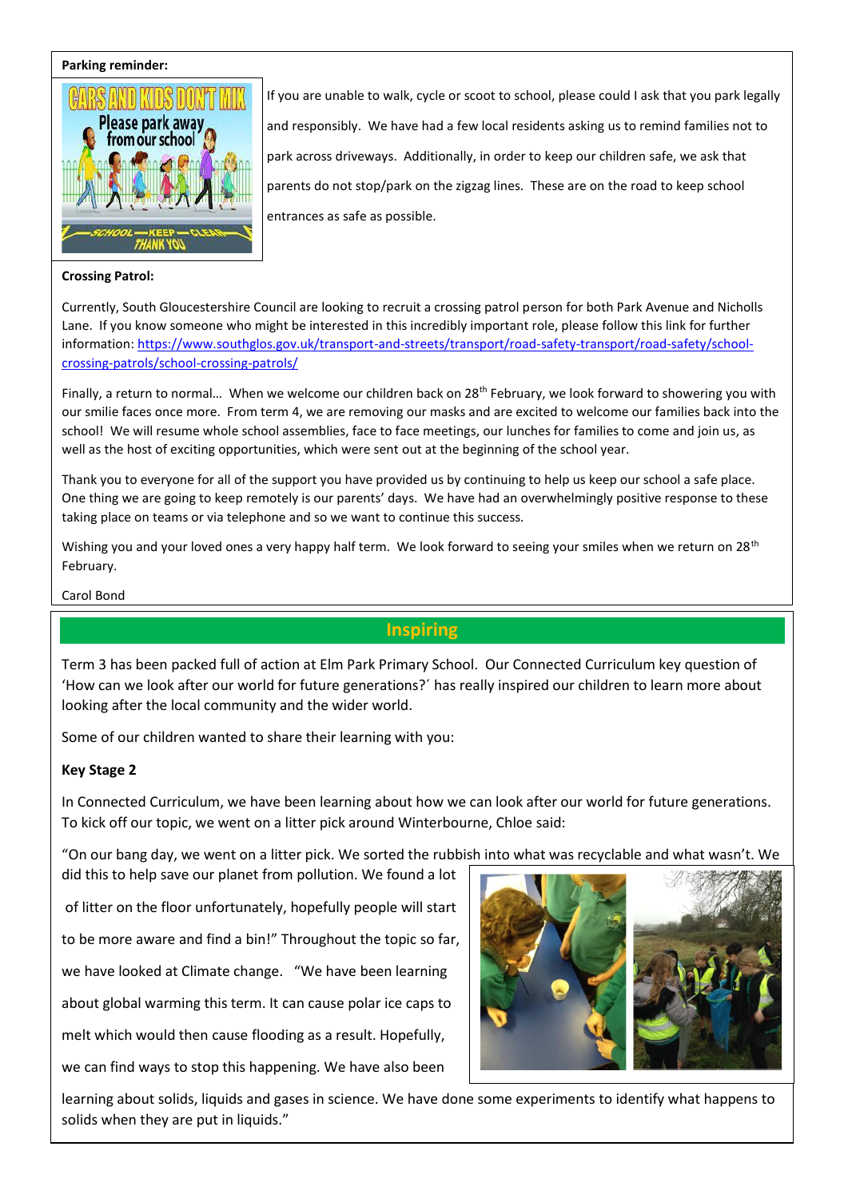**Parking reminder:**

If you are unable to walk, cycle or scoot to school, please could I ask that you park legally and responsibly. We have had a few local residents asking us to remind families not to park across driveways. Additionally, in order to keep our children safe, we ask that parents do not stop/park on the zigzag lines. These are on the road to keep school entrances as safe as possible.

**Crossing Patrol:**

Currently, South Gloucestershire Council are looking to recruit a crossing patrol person for both Park Avenue and Nicholls Lane. If you know someone who might be interested in this incredibly important role, please follow this link for further information: https://www.southglos.gov.uk/transport-and-streets/transport/road-safety-transport/road-safety/school-crossing-patrols/school-crossing-patrols/

Finally, a return to normal… When we welcome our children back on 28th February, we look forward to showering you with our smilie faces once more. From term 4, we are removing our masks and are excited to welcome our families back into the school! We will resume whole school assemblies, face to face meetings, our lunches for families to come and join us, as well as the host of exciting opportunities, which were sent out at the beginning of the school year.

Thank you to everyone for all of the support you have provided us by continuing to help us keep our school a safe place. One thing we are going to keep remotely is our parents' days. We have had an overwhelmingly positive response to these taking place on teams or via telephone and so we want to continue this success.

Wishing you and your loved ones a very happy half term. We look forward to seeing your smiles when we return on 28th February.

Carol Bond

## Inspiring

Term 3 has been packed full of action at Elm Park Primary School. Our Connected Curriculum key question of 'How can we look after our world for future generations?' has really inspired our children to learn more about looking after the local community and the wider world.

Some of our children wanted to share their learning with you:

**Key Stage 2**

In Connected Curriculum, we have been learning about how we can look after our world for future generations. To kick off our topic, we went on a litter pick around Winterbourne, Chloe said:

"On our bang day, we went on a litter pick. We sorted the rubbish into what was recyclable and what wasn't. We did this to help save our planet from pollution. We found a lot of litter on the floor unfortunately, hopefully people will start to be more aware and find a bin!" Throughout the topic so far, we have looked at Climate change. "We have been learning about global warming this term. It can cause polar ice caps to melt which would then cause flooding as a result. Hopefully, we can find ways to stop this happening. We have also been learning about solids, liquids and gases in science. We have done some experiments to identify what happens to solids when they are put in liquids."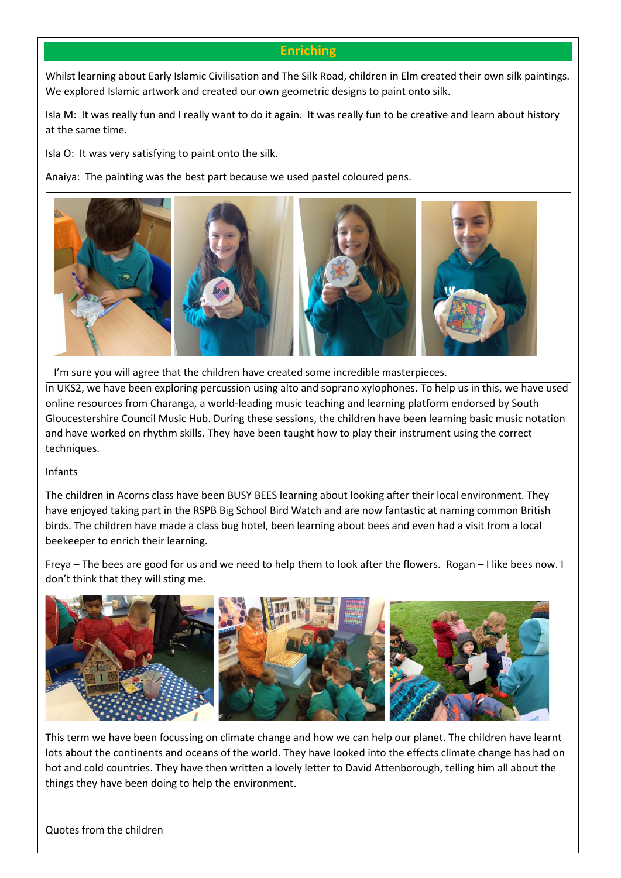## Enriching

Whilst learning about Early Islamic Civilisation and The Silk Road, children in Elm created their own silk paintings. We explored Islamic artwork and created our own geometric designs to paint onto silk.

Isla M: It was really fun and I really want to do it again. It was really fun to be creative and learn about history at the same time.

Isla O: It was very satisfying to paint onto the silk.

Anaiya: The painting was the best part because we used pastel coloured pens.

I'm sure you will agree that the children have created some incredible masterpieces.

In UKS2, we have been exploring percussion using alto and soprano xylophones. To help us in this, we have used online resources from Charanga, a world-leading music teaching and learning platform endorsed by South Gloucestershire Council Music Hub. During these sessions, the children have been learning basic music notation and have worked on rhythm skills. They have been taught how to play their instrument using the correct techniques.

Infants

The children in Acorns class have been BUSY BEES learning about looking after their local environment. They have enjoyed taking part in the RSPB Big School Bird Watch and are now fantastic at naming common British birds. The children have made a class bug hotel, been learning about bees and even had a visit from a local beekeeper to enrich their learning.

Freya – The bees are good for us and we need to help them to look after the flowers. Rogan – I like bees now. I don't think that they will sting me.

This term we have been focussing on climate change and how we can help our planet. The children have learnt lots about the continents and oceans of the world. They have looked into the effects climate change has had on hot and cold countries. They have then written a lovely letter to David Attenborough, telling him all about the things they have been doing to help the environment.

Quotes from the children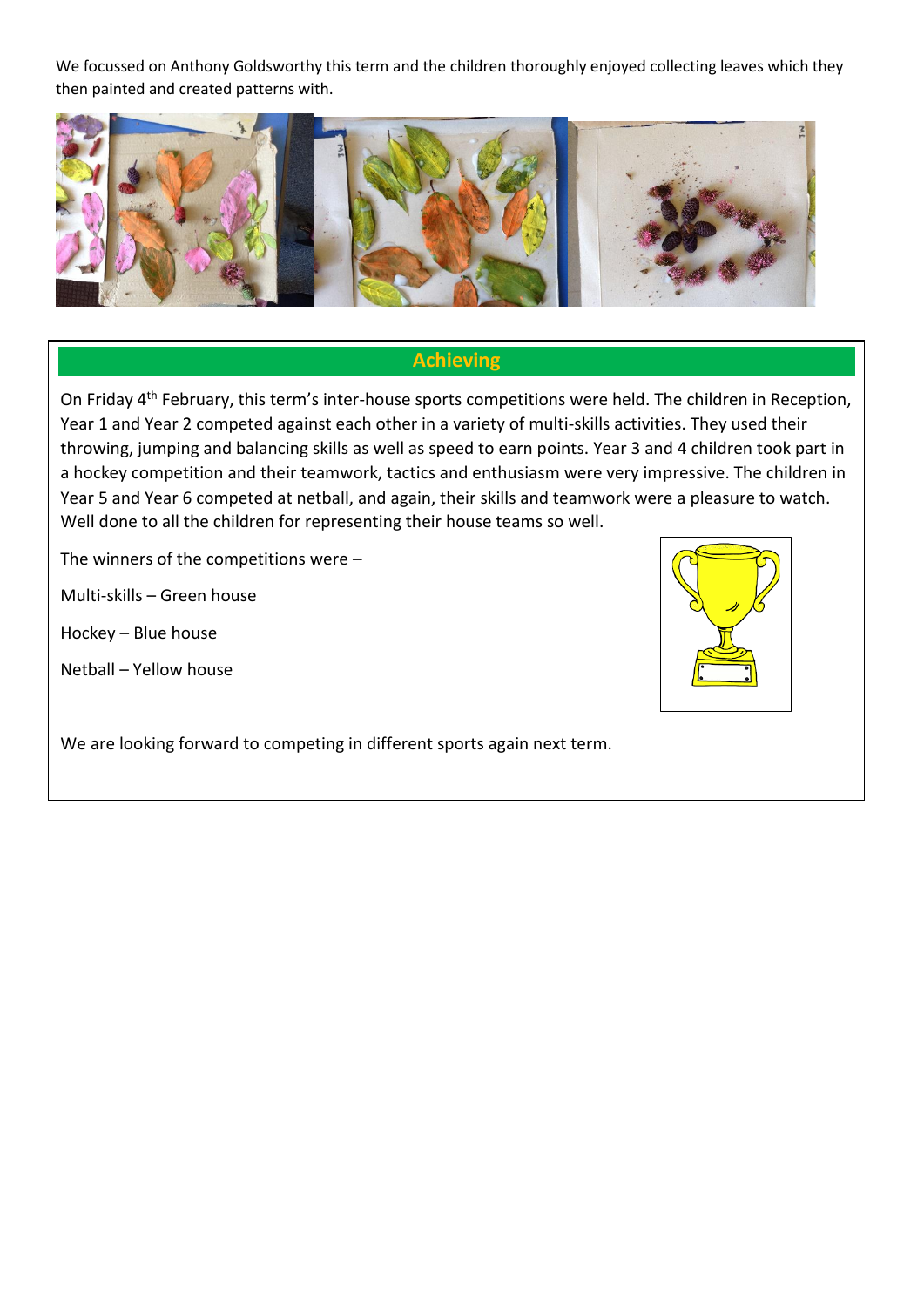We focussed on Anthony Goldsworthy this term and the children thoroughly enjoyed collecting leaves which they then painted and created patterns with.

## Achieving

On Friday 4th February, this term's inter-house sports competitions were held. The children in Reception, Year 1 and Year 2 competed against each other in a variety of multi-skills activities. They used their throwing, jumping and balancing skills as well as speed to earn points. Year 3 and 4 children took part in a hockey competition and their teamwork, tactics and enthusiasm were very impressive. The children in Year 5 and Year 6 competed at netball, and again, their skills and teamwork were a pleasure to watch. Well done to all the children for representing their house teams so well.

The winners of the competitions were –

Multi-skills – Green house

Hockey – Blue house

Netball – Yellow house

We are looking forward to competing in different sports again next term.